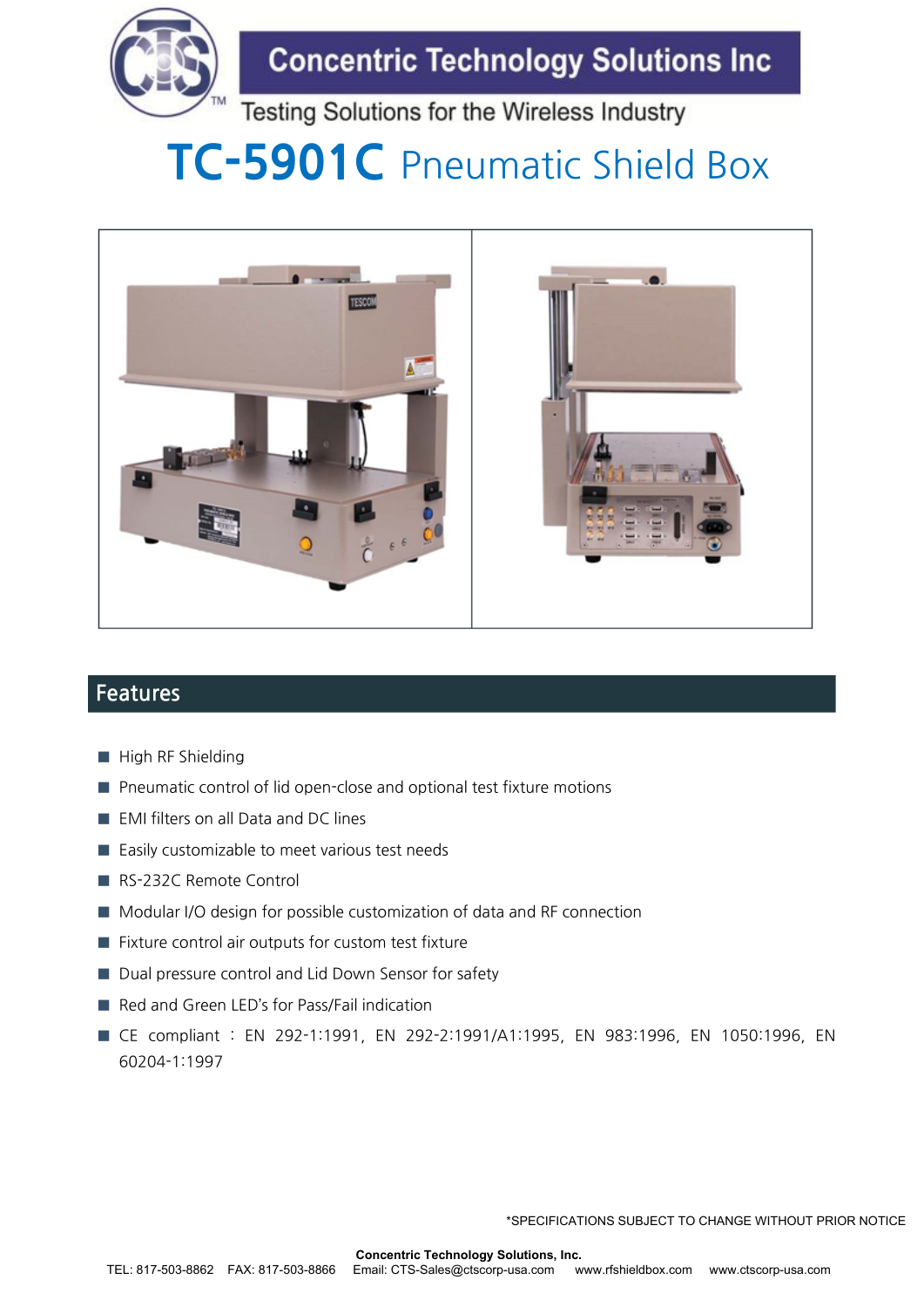# Concentric Technology Solutions Inc

Testing Solutions for the Wireless Industry

# TC-5901C Pneumatic Shield Box

## Features

- High RF Shielding
- Pneumatic control of lid open-close and optional test fixture motions
- EMI filters on all Data and DC lines
- Easily customizable to meet various test needs
- RS-232C Remote Control
- Modular I/O design for possible customization of data and RF connection
- Fixture control air outputs for custom test fixture
- Dual pressure control and Lid Down Sensor for safety
- Red and Green LED's for Pass/Fail indication
- CE compliant : EN 292-1:1991, EN 292-2:1991/A1:1995, EN 983:1996, EN 1050:1996, EN 60204-1:1997

*SPECIFICATIONS SUBJECT TO CHANGE WITHOUT PRIOR NOTICE

**Concentric Technology Solutions, Inc.**

TEL: 817-503-8862 FAX: 817-503-8866 Email: CTS-Sales@ctscorp-usa.com www.rfshieldbox.com www.ctscorp-usa.com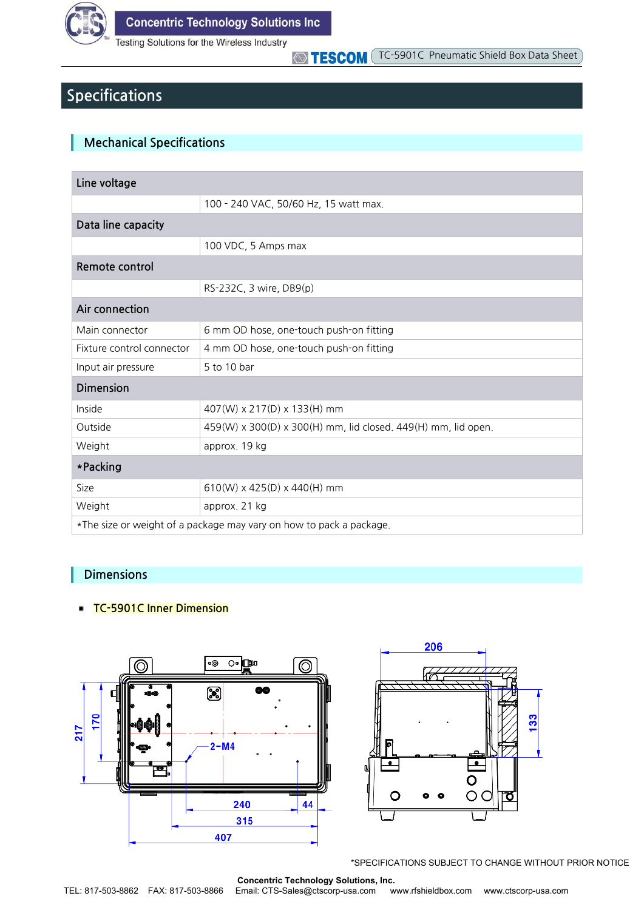# Specifications

## Mechanical Specifications

| Line voltage | |
|---|---|
| | 100 - 240 VAC, 50/60 Hz, 15 watt max. |
| **Data line capacity** | |
| | 100 VDC, 5 Amps max |
| **Remote control** | |
| | RS-232C, 3 wire, DB9(p) |
| **Air connection** | |
| Main connector | 6 mm OD hose, one-touch push-on fitting |
| Fixture control connector | 4 mm OD hose, one-touch push-on fitting |
| Input air pressure | 5 to 10 bar |
| **Dimension** | |
| Inside | 407(W) x 217(D) x 133(H) mm |
| Outside | 459(W) x 300(D) x 300(H) mm, lid closed. 449(H) mm, lid open. |
| Weight | approx. 19 kg |
| **\*Packing** | |
| Size | 610(W) x 425(D) x 440(H) mm |
| Weight | approx. 21 kg |
| *The size or weight of a package may vary on how to pack a package. | |

## Dimensions

- TC-5901C Inner Dimension

*SPECIFICATIONS SUBJECT TO CHANGE WITHOUT PRIOR NOTICE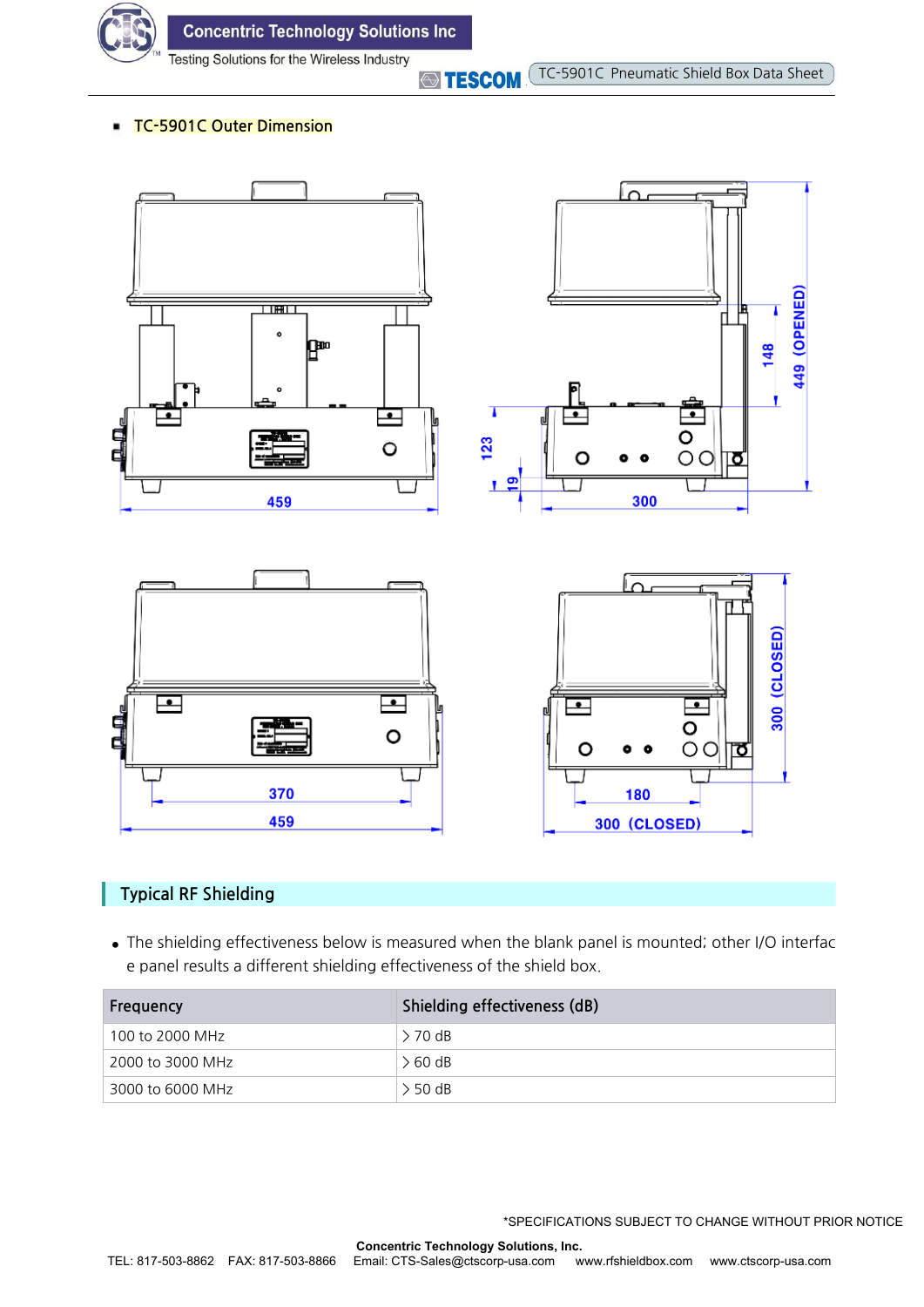- TC-5901C Outer Dimension

## Typical RF Shielding

- The shielding effectiveness below is measured when the blank panel is mounted; other I/O interface panel results a different shielding effectiveness of the shield box.

| Frequency | Shielding effectiveness (dB) |
|---|---|
| 100 to 2000 MHz | > 70 dB |
| 2000 to 3000 MHz | > 60 dB |
| 3000 to 6000 MHz | > 50 dB |

*SPECIFICATIONS SUBJECT TO CHANGE WITHOUT PRIOR NOTICE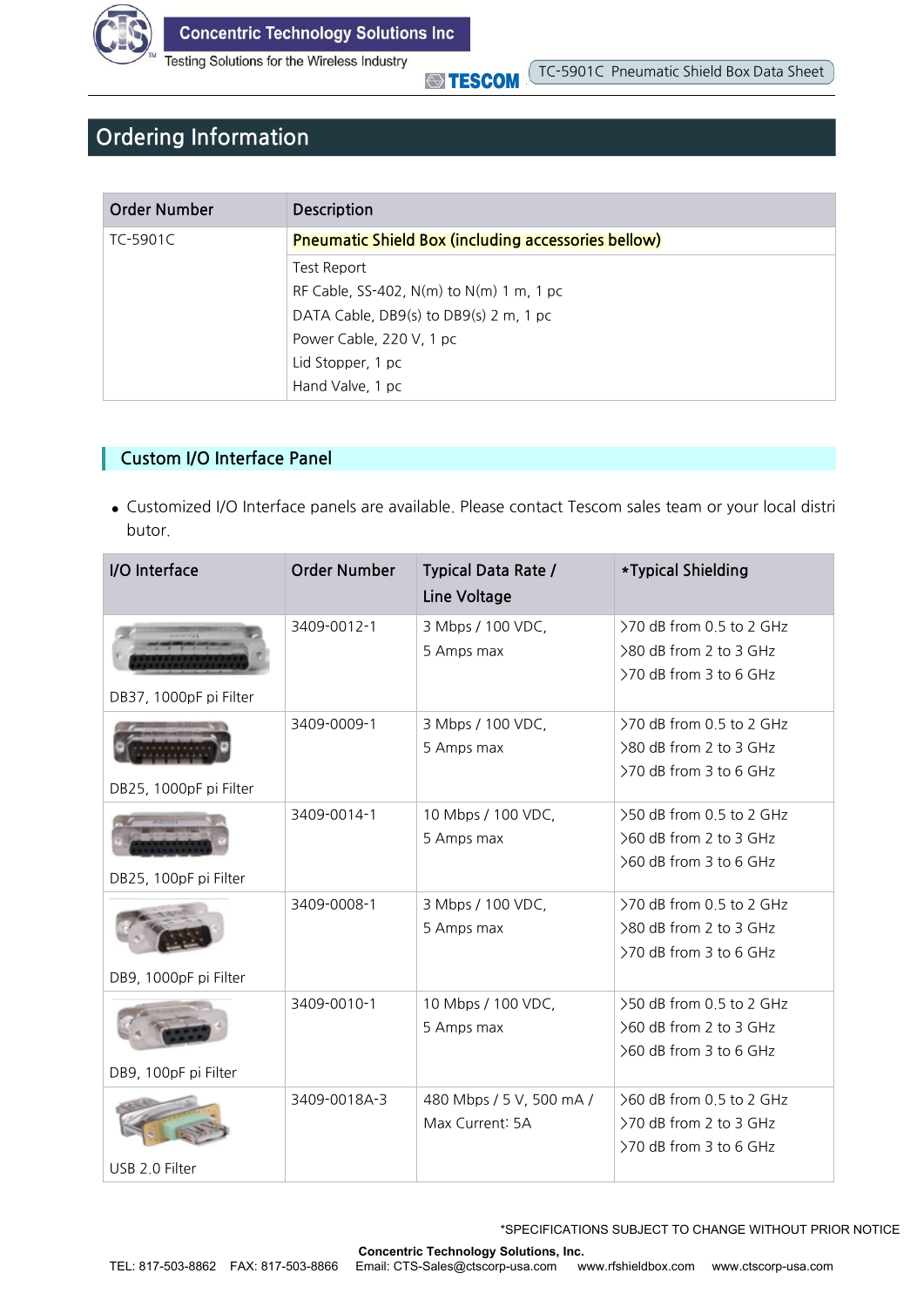# Ordering Information

| Order Number | Description |
| --- | --- |
| TC-5901C | Pneumatic Shield Box (including accessories bellow) |
| | Test Report<br>RF Cable, SS-402, N(m) to N(m) 1 m, 1 pc<br>DATA Cable, DB9(s) to DB9(s) 2 m, 1 pc<br>Power Cable, 220 V, 1 pc<br>Lid Stopper, 1 pc<br>Hand Valve, 1 pc |

## Custom I/O Interface Panel

- Customized I/O Interface panels are available. Please contact Tescom sales team or your local distributor.

| I/O Interface | Order Number | Typical Data Rate / Line Voltage | *Typical Shielding |
| --- | --- | --- | --- |
| DB37, 1000pF pi Filter | 3409-0012-1 | 3 Mbps / 100 VDC,<br>5 Amps max | >70 dB from 0.5 to 2 GHz<br>>80 dB from 2 to 3 GHz<br>>70 dB from 3 to 6 GHz |
| DB25, 1000pF pi Filter | 3409-0009-1 | 3 Mbps / 100 VDC,<br>5 Amps max | >70 dB from 0.5 to 2 GHz<br>>80 dB from 2 to 3 GHz<br>>70 dB from 3 to 6 GHz |
| DB25, 100pF pi Filter | 3409-0014-1 | 10 Mbps / 100 VDC,<br>5 Amps max | >50 dB from 0.5 to 2 GHz<br>>60 dB from 2 to 3 GHz<br>>60 dB from 3 to 6 GHz |
| DB9, 1000pF pi Filter | 3409-0008-1 | 3 Mbps / 100 VDC,<br>5 Amps max | >70 dB from 0.5 to 2 GHz<br>>80 dB from 2 to 3 GHz<br>>70 dB from 3 to 6 GHz |
| DB9, 100pF pi Filter | 3409-0010-1 | 10 Mbps / 100 VDC,<br>5 Amps max | >50 dB from 0.5 to 2 GHz<br>>60 dB from 2 to 3 GHz<br>>60 dB from 3 to 6 GHz |
| USB 2.0 Filter | 3409-0018A-3 | 480 Mbps / 5 V, 500 mA /<br>Max Current: 5A | >60 dB from 0.5 to 2 GHz<br>>70 dB from 2 to 3 GHz<br>>70 dB from 3 to 6 GHz |

*SPECIFICATIONS SUBJECT TO CHANGE WITHOUT PRIOR NOTICE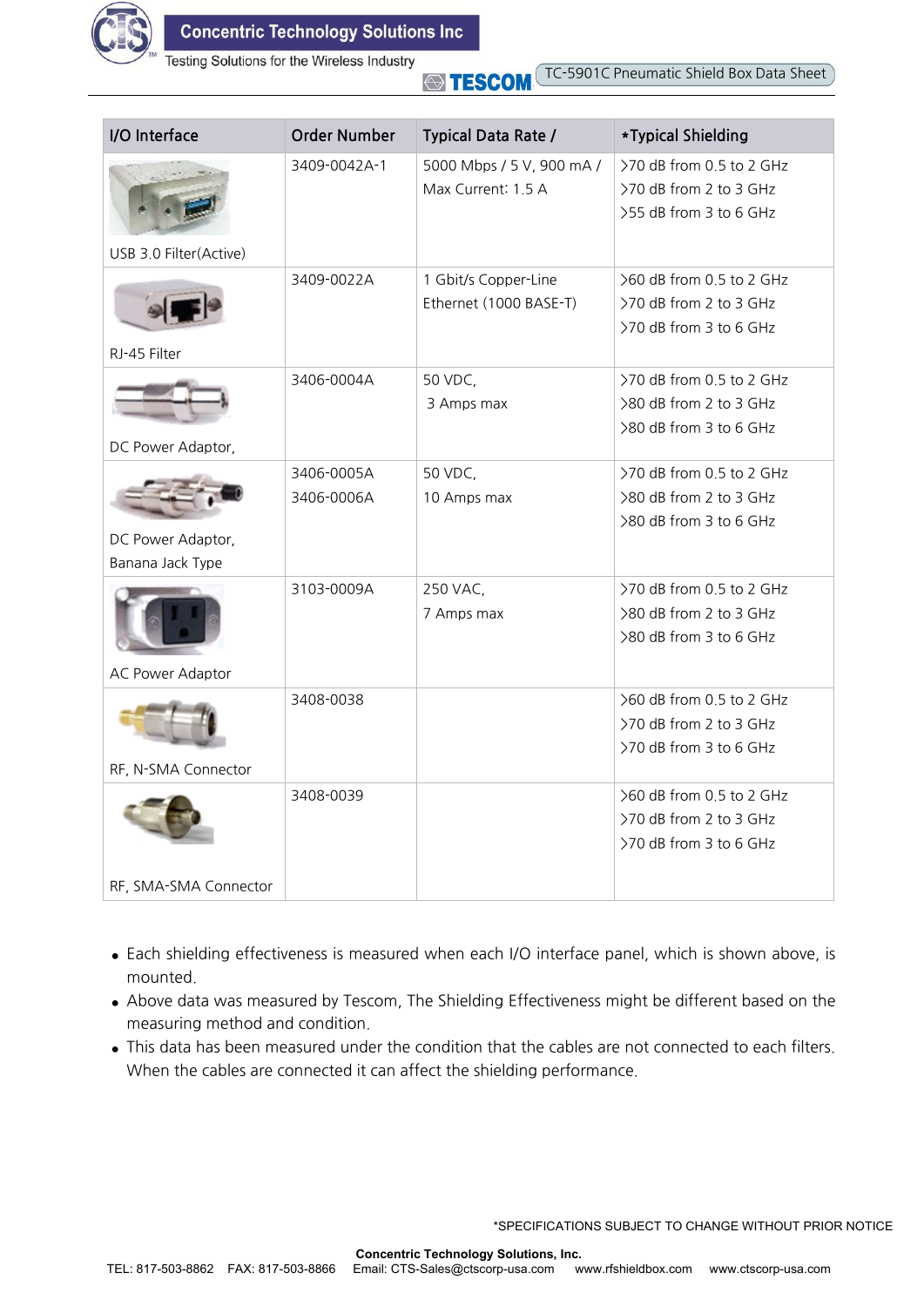| I/O Interface | Order Number | Typical Data Rate / | *Typical Shielding |
|---|---|---|---|
| USB 3.0 Filter(Active) | 3409-0042A-1 | 5000 Mbps / 5 V, 900 mA / Max Current: 1.5 A | >70 dB from 0.5 to 2 GHz<br>>70 dB from 2 to 3 GHz<br>>55 dB from 3 to 6 GHz |
| RJ-45 Filter | 3409-0022A | 1 Gbit/s Copper-Line Ethernet (1000 BASE-T) | >60 dB from 0.5 to 2 GHz<br>>70 dB from 2 to 3 GHz<br>>70 dB from 3 to 6 GHz |
| DC Power Adaptor, | 3406-0004A | 50 VDC,<br>3 Amps max | >70 dB from 0.5 to 2 GHz<br>>80 dB from 2 to 3 GHz<br>>80 dB from 3 to 6 GHz |
| DC Power Adaptor, Banana Jack Type | 3406-0005A<br>3406-0006A | 50 VDC,<br>10 Amps max | >70 dB from 0.5 to 2 GHz<br>>80 dB from 2 to 3 GHz<br>>80 dB from 3 to 6 GHz |
| AC Power Adaptor | 3103-0009A | 250 VAC,<br>7 Amps max | >70 dB from 0.5 to 2 GHz<br>>80 dB from 2 to 3 GHz<br>>80 dB from 3 to 6 GHz |
| RF, N-SMA Connector | 3408-0038 | | >60 dB from 0.5 to 2 GHz<br>>70 dB from 2 to 3 GHz<br>>70 dB from 3 to 6 GHz |
| RF, SMA-SMA Connector | 3408-0039 | | >60 dB from 0.5 to 2 GHz<br>>70 dB from 2 to 3 GHz<br>>70 dB from 3 to 6 GHz |

- Each shielding effectiveness is measured when each I/O interface panel, which is shown above, is mounted.
- Above data was measured by Tescom, The Shielding Effectiveness might be different based on the measuring method and condition.
- This data has been measured under the condition that the cables are not connected to each filters. When the cables are connected it can affect the shielding performance.

*SPECIFICATIONS SUBJECT TO CHANGE WITHOUT PRIOR NOTICE